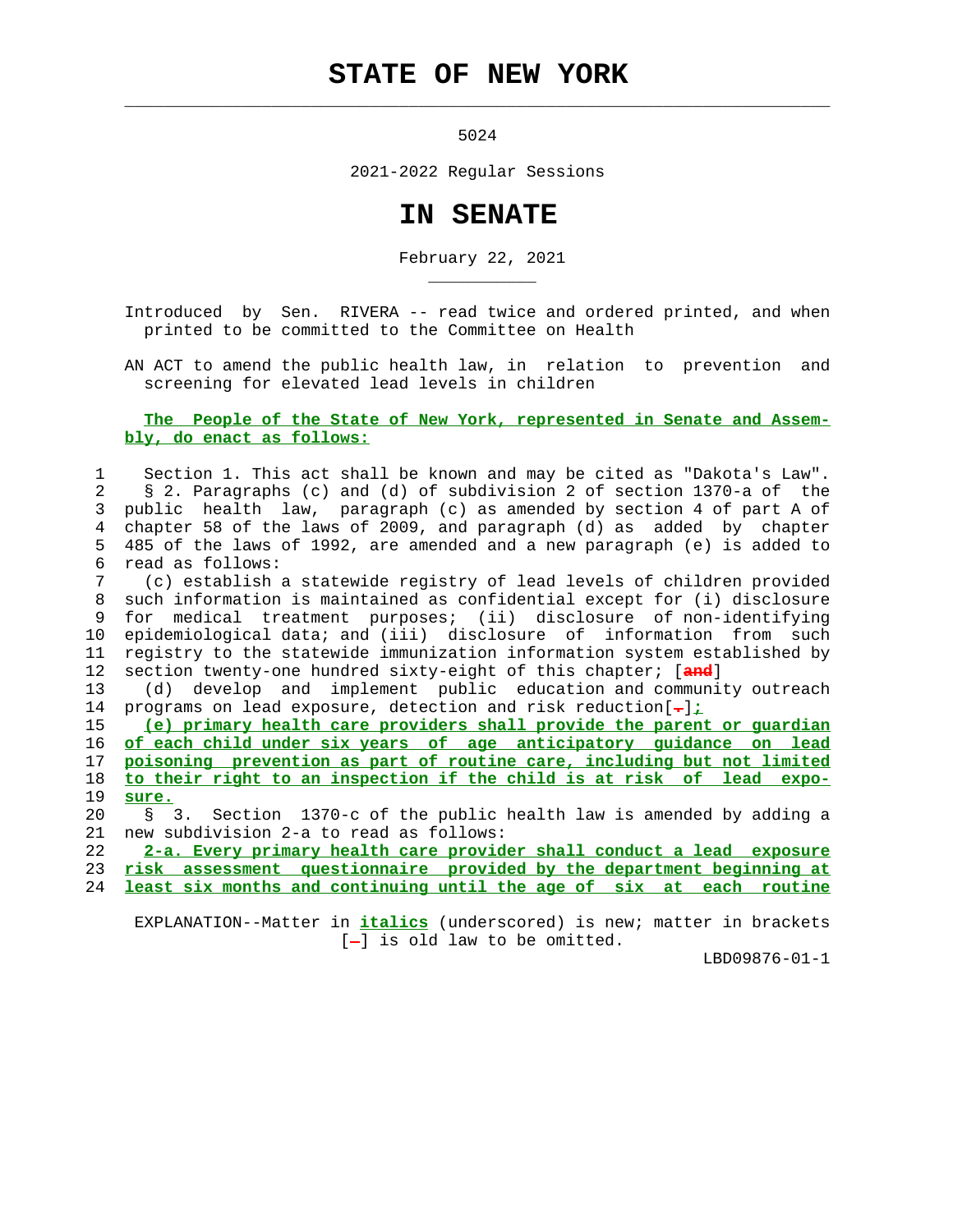# STATE OF NEW YORK

5024

2021-2022 Regular Sessions

# IN SENATE

February 22, 2021

Introduced by Sen. RIVERA -- read twice and ordered printed, and when printed to be committed to the Committee on Health

AN ACT to amend the public health law, in relation to prevention and screening for elevated lead levels in children

**The People of the State of New York, represented in Senate and Assembly, do enact as follows:**

1 Section 1. This act shall be known and may be cited as "Dakota's Law".
2 § 2. Paragraphs (c) and (d) of subdivision 2 of section 1370-a of the
3 public health law, paragraph (c) as amended by section 4 of part A of
4 chapter 58 of the laws of 2009, and paragraph (d) as added by chapter
5 485 of the laws of 1992, are amended and a new paragraph (e) is added to
6 read as follows:
7 (c) establish a statewide registry of lead levels of children provided
8 such information is maintained as confidential except for (i) disclosure
9 for medical treatment purposes; (ii) disclosure of non-identifying
10 epidemiological data; and (iii) disclosure of information from such
11 registry to the statewide immunization information system established by
12 section twenty-one hundred sixty-eight of this chapter; [and]
13 (d) develop and implement public education and community outreach
14 programs on lead exposure, detection and risk reduction[.]*;*
15 *(e) primary health care providers shall provide the parent or guardian*
16 *of each child under six years of age anticipatory guidance on lead*
17 *poisoning prevention as part of routine care, including but not limited*
18 *to their right to an inspection if the child is at risk of lead expo-*
19 *sure.*
20 § 3. Section 1370-c of the public health law is amended by adding a
21 new subdivision 2-a to read as follows:
22 *2-a. Every primary health care provider shall conduct a lead exposure*
23 *risk assessment questionnaire provided by the department beginning at*
24 *least six months and continuing until the age of six at each routine*

EXPLANATION--Matter in *italics* (underscored) is new; matter in brackets [-] is old law to be omitted.

LBD09876-01-1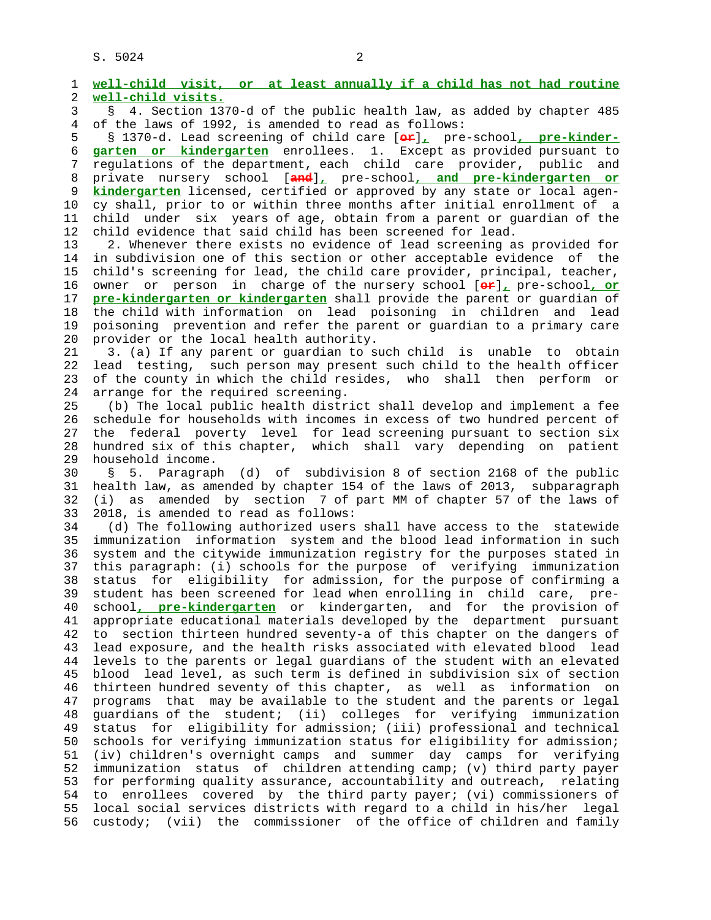**well-child visit, or at least annually if a child has not had routine well-child visits.**

§ 4. Section 1370-d of the public health law, as added by chapter 485 of the laws of 1992, is amended to read as follows:

§ 1370-d. Lead screening of child care [~~or~~]**,** pre-school**, pre-kindergarten or kindergarten** enrollees. 1. Except as provided pursuant to regulations of the department, each child care provider, public and private nursery school [~~and~~]**,** pre-school**, and pre-kindergarten or kindergarten** licensed, certified or approved by any state or local agency shall, prior to or within three months after initial enrollment of a child under six years of age, obtain from a parent or guardian of the child evidence that said child has been screened for lead.

2. Whenever there exists no evidence of lead screening as provided for in subdivision one of this section or other acceptable evidence of the child's screening for lead, the child care provider, principal, teacher, owner or person in charge of the nursery school [~~or~~]**,** pre-school**, or pre-kindergarten or kindergarten** shall provide the parent or guardian of the child with information on lead poisoning in children and lead poisoning prevention and refer the parent or guardian to a primary care provider or the local health authority.

3. (a) If any parent or guardian to such child is unable to obtain lead testing, such person may present such child to the health officer of the county in which the child resides, who shall then perform or arrange for the required screening.

(b) The local public health district shall develop and implement a fee schedule for households with incomes in excess of two hundred percent of the federal poverty level for lead screening pursuant to section six hundred six of this chapter, which shall vary depending on patient household income.

§ 5. Paragraph (d) of subdivision 8 of section 2168 of the public health law, as amended by chapter 154 of the laws of 2013, subparagraph (i) as amended by section 7 of part MM of chapter 57 of the laws of 2018, is amended to read as follows:

(d) The following authorized users shall have access to the statewide immunization information system and the blood lead information in such system and the citywide immunization registry for the purposes stated in this paragraph: (i) schools for the purpose of verifying immunization status for eligibility for admission, for the purpose of confirming a student has been screened for lead when enrolling in child care, pre-school**, pre-kindergarten** or kindergarten, and for the provision of appropriate educational materials developed by the department pursuant to section thirteen hundred seventy-a of this chapter on the dangers of lead exposure, and the health risks associated with elevated blood lead levels to the parents or legal guardians of the student with an elevated blood lead level, as such term is defined in subdivision six of section thirteen hundred seventy of this chapter, as well as information on programs that may be available to the student and the parents or legal guardians of the student; (ii) colleges for verifying immunization status for eligibility for admission; (iii) professional and technical schools for verifying immunization status for eligibility for admission; (iv) children's overnight camps and summer day camps for verifying immunization status of children attending camp; (v) third party payer for performing quality assurance, accountability and outreach, relating to enrollees covered by the third party payer; (vi) commissioners of local social services districts with regard to a child in his/her legal custody; (vii) the commissioner of the office of children and family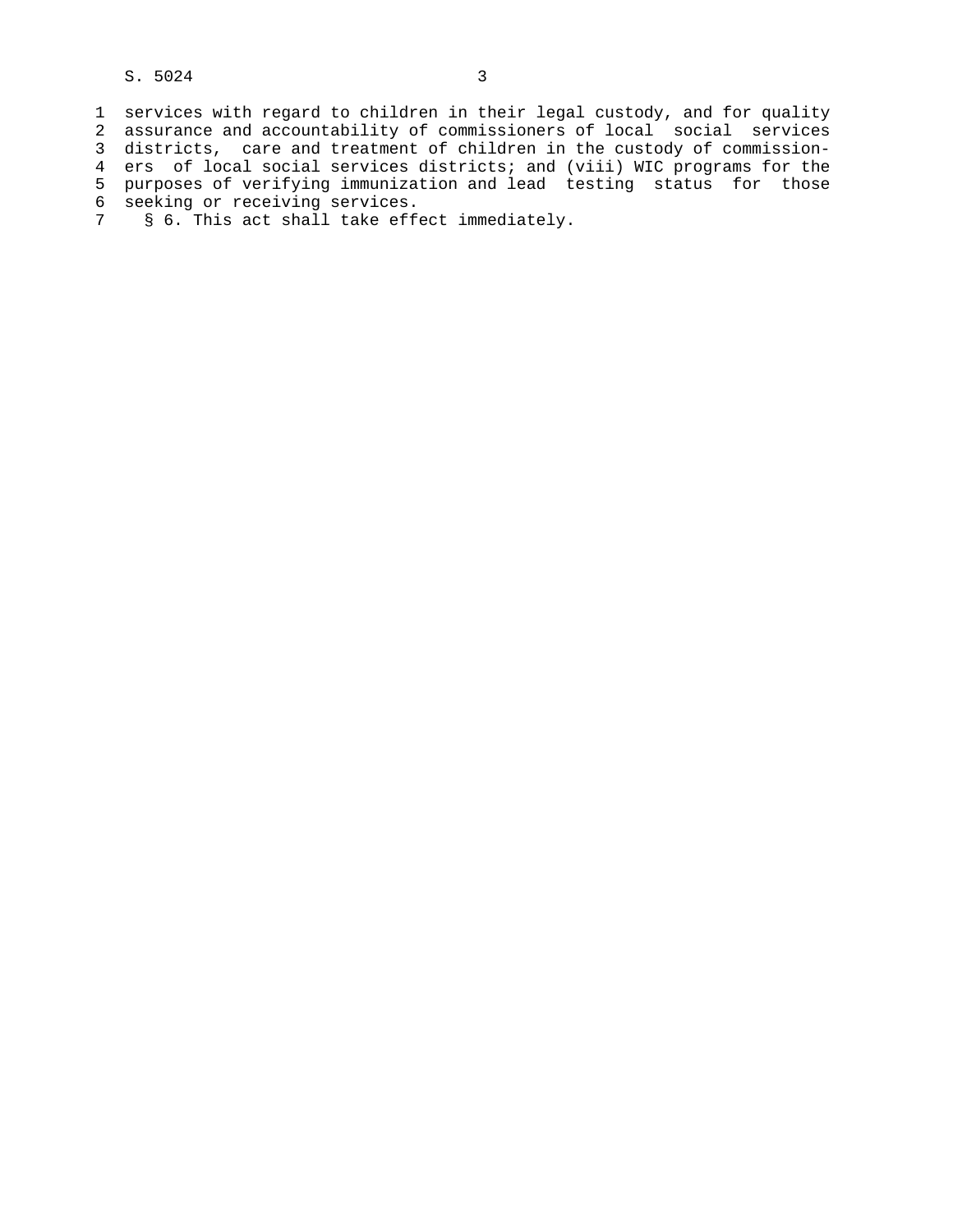services with regard to children in their legal custody, and for quality assurance and accountability of commissioners of local social services districts, care and treatment of children in the custody of commissioners of local social services districts; and (viii) WIC programs for the purposes of verifying immunization and lead testing status for those seeking or receiving services.

§ 6. This act shall take effect immediately.